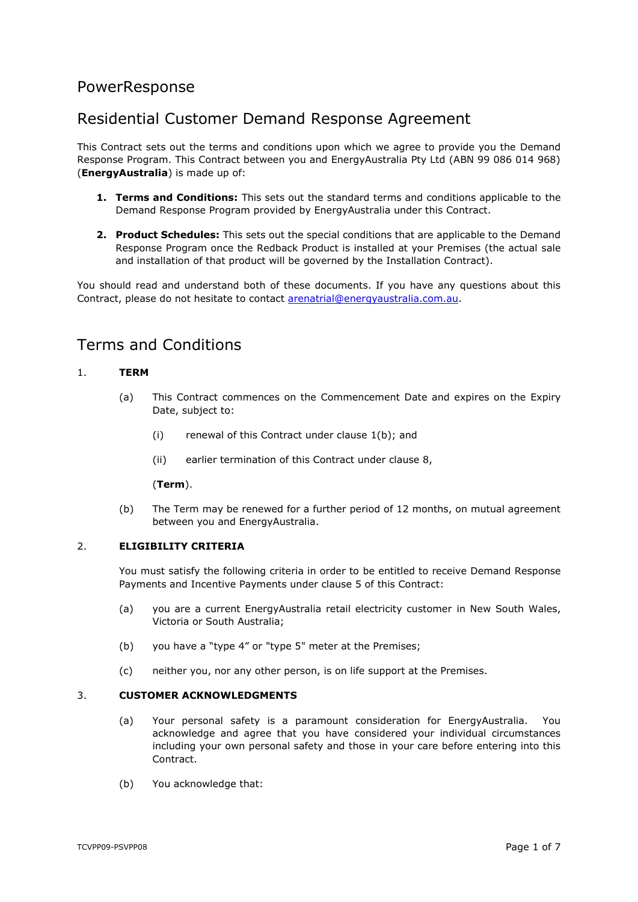# PowerResponse

# Residential Customer Demand Response Agreement

This Contract sets out the terms and conditions upon which we agree to provide you the Demand Response Program. This Contract between you and EnergyAustralia Pty Ltd (ABN 99 086 014 968) (**EnergyAustralia**) is made up of:

1. **Terms and Conditions:** This sets out the standard terms and conditions applicable to the Demand Response Program provided by EnergyAustralia under this Contract.
2. **Product Schedules:** This sets out the special conditions that are applicable to the Demand Response Program once the Redback Product is installed at your Premises (the actual sale and installation of that product will be governed by the Installation Contract).

You should read and understand both of these documents. If you have any questions about this Contract, please do not hesitate to contact arenatrial@energyaustralia.com.au.

## Terms and Conditions

### 1. TERM

(a) This Contract commences on the Commencement Date and expires on the Expiry Date, subject to:

(i) renewal of this Contract under clause 1(b); and

(ii) earlier termination of this Contract under clause 8,

(**Term**).

(b) The Term may be renewed for a further period of 12 months, on mutual agreement between you and EnergyAustralia.

### 2. ELIGIBILITY CRITERIA

You must satisfy the following criteria in order to be entitled to receive Demand Response Payments and Incentive Payments under clause 5 of this Contract:

(a) you are a current EnergyAustralia retail electricity customer in New South Wales, Victoria or South Australia;

(b) you have a “type 4” or "type 5" meter at the Premises;

(c) neither you, nor any other person, is on life support at the Premises.

### 3. CUSTOMER ACKNOWLEDGMENTS

(a) Your personal safety is a paramount consideration for EnergyAustralia. You acknowledge and agree that you have considered your individual circumstances including your own personal safety and those in your care before entering into this Contract.

(b) You acknowledge that: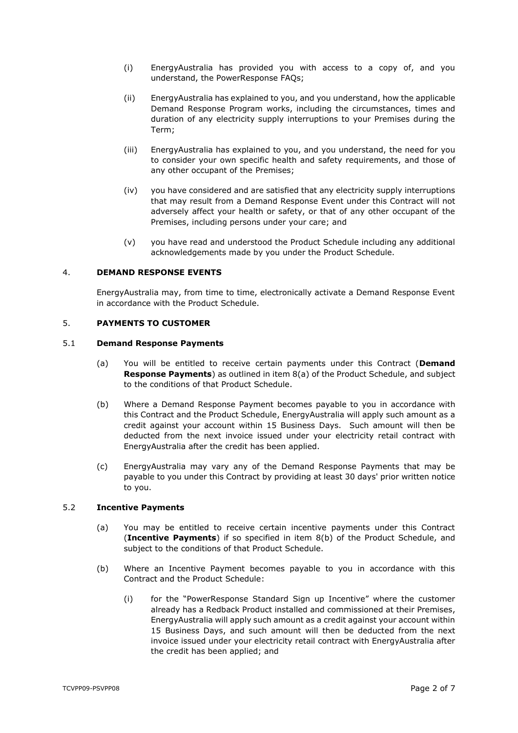(i) EnergyAustralia has provided you with access to a copy of, and you understand, the PowerResponse FAQs;

(ii) EnergyAustralia has explained to you, and you understand, how the applicable Demand Response Program works, including the circumstances, times and duration of any electricity supply interruptions to your Premises during the Term;

(iii) EnergyAustralia has explained to you, and you understand, the need for you to consider your own specific health and safety requirements, and those of any other occupant of the Premises;

(iv) you have considered and are satisfied that any electricity supply interruptions that may result from a Demand Response Event under this Contract will not adversely affect your health or safety, or that of any other occupant of the Premises, including persons under your care; and

(v) you have read and understood the Product Schedule including any additional acknowledgements made by you under the Product Schedule.

## 4. DEMAND RESPONSE EVENTS

EnergyAustralia may, from time to time, electronically activate a Demand Response Event in accordance with the Product Schedule.

## 5. PAYMENTS TO CUSTOMER

### 5.1 Demand Response Payments

(a) You will be entitled to receive certain payments under this Contract (**Demand Response Payments**) as outlined in item 8(a) of the Product Schedule, and subject to the conditions of that Product Schedule.

(b) Where a Demand Response Payment becomes payable to you in accordance with this Contract and the Product Schedule, EnergyAustralia will apply such amount as a credit against your account within 15 Business Days. Such amount will then be deducted from the next invoice issued under your electricity retail contract with EnergyAustralia after the credit has been applied.

(c) EnergyAustralia may vary any of the Demand Response Payments that may be payable to you under this Contract by providing at least 30 days' prior written notice to you.

### 5.2 Incentive Payments

(a) You may be entitled to receive certain incentive payments under this Contract (**Incentive Payments**) if so specified in item 8(b) of the Product Schedule, and subject to the conditions of that Product Schedule.

(b) Where an Incentive Payment becomes payable to you in accordance with this Contract and the Product Schedule:

(i) for the "PowerResponse Standard Sign up Incentive" where the customer already has a Redback Product installed and commissioned at their Premises, EnergyAustralia will apply such amount as a credit against your account within 15 Business Days, and such amount will then be deducted from the next invoice issued under your electricity retail contract with EnergyAustralia after the credit has been applied; and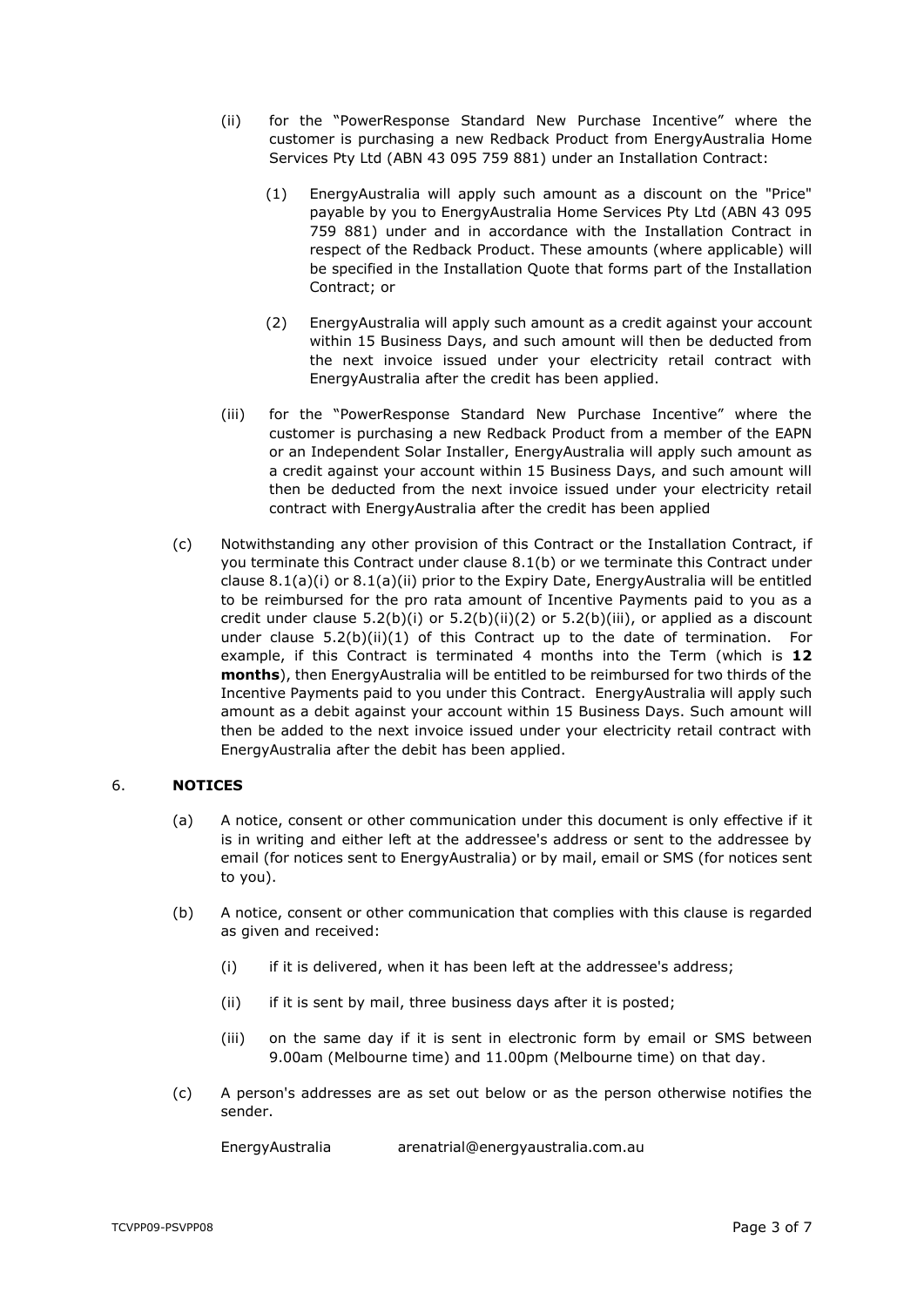(ii) for the "PowerResponse Standard New Purchase Incentive" where the customer is purchasing a new Redback Product from EnergyAustralia Home Services Pty Ltd (ABN 43 095 759 881) under an Installation Contract:

(1) EnergyAustralia will apply such amount as a discount on the "Price" payable by you to EnergyAustralia Home Services Pty Ltd (ABN 43 095 759 881) under and in accordance with the Installation Contract in respect of the Redback Product. These amounts (where applicable) will be specified in the Installation Quote that forms part of the Installation Contract; or

(2) EnergyAustralia will apply such amount as a credit against your account within 15 Business Days, and such amount will then be deducted from the next invoice issued under your electricity retail contract with EnergyAustralia after the credit has been applied.

(iii) for the "PowerResponse Standard New Purchase Incentive" where the customer is purchasing a new Redback Product from a member of the EAPN or an Independent Solar Installer, EnergyAustralia will apply such amount as a credit against your account within 15 Business Days, and such amount will then be deducted from the next invoice issued under your electricity retail contract with EnergyAustralia after the credit has been applied

(c) Notwithstanding any other provision of this Contract or the Installation Contract, if you terminate this Contract under clause 8.1(b) or we terminate this Contract under clause 8.1(a)(i) or 8.1(a)(ii) prior to the Expiry Date, EnergyAustralia will be entitled to be reimbursed for the pro rata amount of Incentive Payments paid to you as a credit under clause 5.2(b)(i) or 5.2(b)(ii)(2) or 5.2(b)(iii), or applied as a discount under clause 5.2(b)(ii)(1) of this Contract up to the date of termination. For example, if this Contract is terminated 4 months into the Term (which is **12 months**), then EnergyAustralia will be entitled to be reimbursed for two thirds of the Incentive Payments paid to you under this Contract. EnergyAustralia will apply such amount as a debit against your account within 15 Business Days. Such amount will then be added to the next invoice issued under your electricity retail contract with EnergyAustralia after the debit has been applied.

## 6. **NOTICES**

(a) A notice, consent or other communication under this document is only effective if it is in writing and either left at the addressee's address or sent to the addressee by email (for notices sent to EnergyAustralia) or by mail, email or SMS (for notices sent to you).

(b) A notice, consent or other communication that complies with this clause is regarded as given and received:

(i) if it is delivered, when it has been left at the addressee's address;

(ii) if it is sent by mail, three business days after it is posted;

(iii) on the same day if it is sent in electronic form by email or SMS between 9.00am (Melbourne time) and 11.00pm (Melbourne time) on that day.

(c) A person's addresses are as set out below or as the person otherwise notifies the sender.

EnergyAustralia arenatrial@energyaustralia.com.au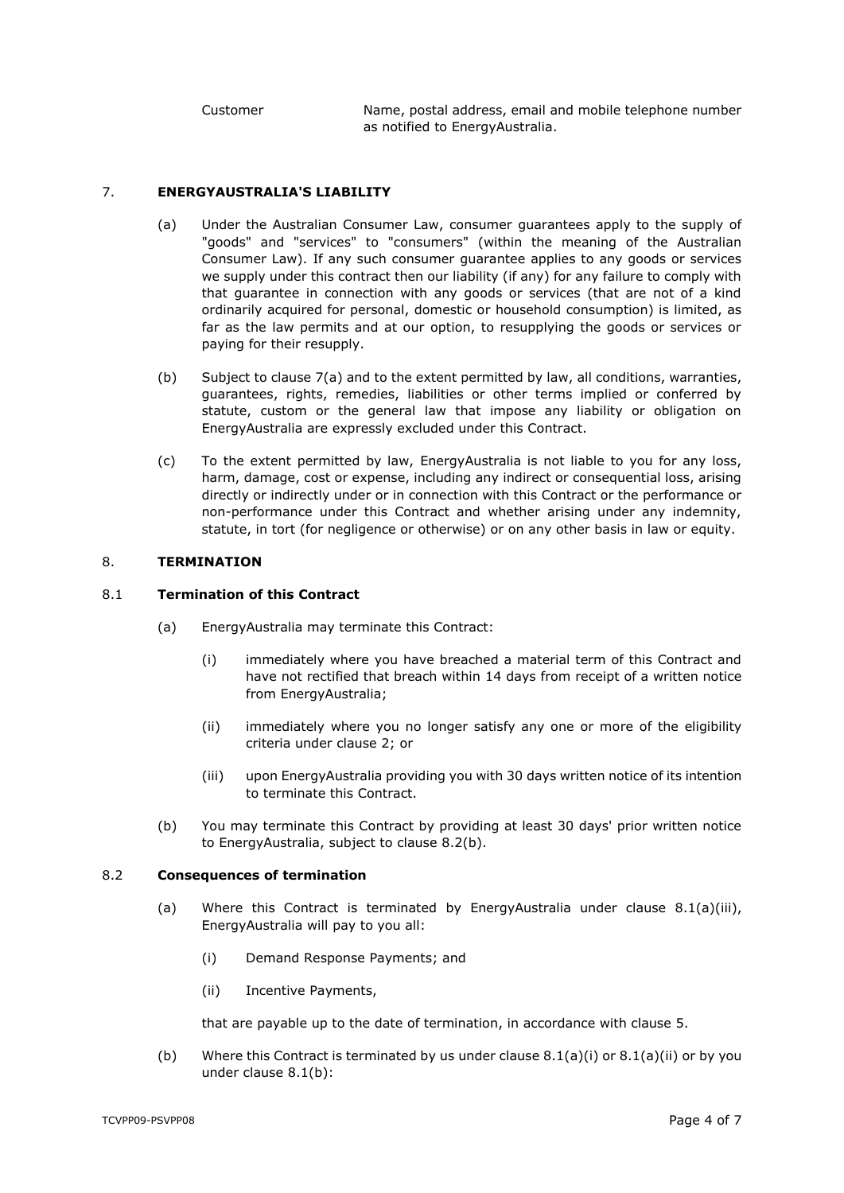| | |
|---|---|
| Customer | Name, postal address, email and mobile telephone number as notified to EnergyAustralia. |

## 7. ENERGYAUSTRALIA'S LIABILITY

(a) Under the Australian Consumer Law, consumer guarantees apply to the supply of "goods" and "services" to "consumers" (within the meaning of the Australian Consumer Law). If any such consumer guarantee applies to any goods or services we supply under this contract then our liability (if any) for any failure to comply with that guarantee in connection with any goods or services (that are not of a kind ordinarily acquired for personal, domestic or household consumption) is limited, as far as the law permits and at our option, to resupplying the goods or services or paying for their resupply.

(b) Subject to clause 7(a) and to the extent permitted by law, all conditions, warranties, guarantees, rights, remedies, liabilities or other terms implied or conferred by statute, custom or the general law that impose any liability or obligation on EnergyAustralia are expressly excluded under this Contract.

(c) To the extent permitted by law, EnergyAustralia is not liable to you for any loss, harm, damage, cost or expense, including any indirect or consequential loss, arising directly or indirectly under or in connection with this Contract or the performance or non-performance under this Contract and whether arising under any indemnity, statute, in tort (for negligence or otherwise) or on any other basis in law or equity.

## 8. TERMINATION

### 8.1 Termination of this Contract

(a) EnergyAustralia may terminate this Contract:

(i) immediately where you have breached a material term of this Contract and have not rectified that breach within 14 days from receipt of a written notice from EnergyAustralia;

(ii) immediately where you no longer satisfy any one or more of the eligibility criteria under clause 2; or

(iii) upon EnergyAustralia providing you with 30 days written notice of its intention to terminate this Contract.

(b) You may terminate this Contract by providing at least 30 days' prior written notice to EnergyAustralia, subject to clause 8.2(b).

### 8.2 Consequences of termination

(a) Where this Contract is terminated by EnergyAustralia under clause 8.1(a)(iii), EnergyAustralia will pay to you all:

(i) Demand Response Payments; and

(ii) Incentive Payments,

that are payable up to the date of termination, in accordance with clause 5.

(b) Where this Contract is terminated by us under clause 8.1(a)(i) or 8.1(a)(ii) or by you under clause 8.1(b):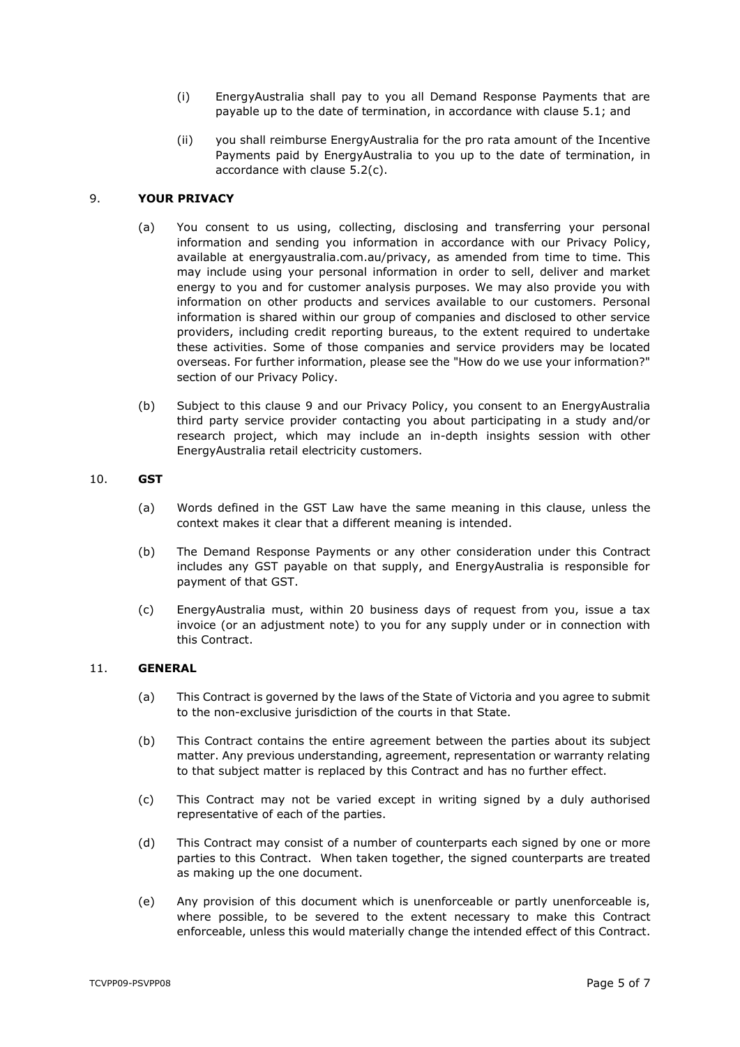(i) EnergyAustralia shall pay to you all Demand Response Payments that are payable up to the date of termination, in accordance with clause 5.1; and

(ii) you shall reimburse EnergyAustralia for the pro rata amount of the Incentive Payments paid by EnergyAustralia to you up to the date of termination, in accordance with clause 5.2(c).

## 9. YOUR PRIVACY

(a) You consent to us using, collecting, disclosing and transferring your personal information and sending you information in accordance with our Privacy Policy, available at energyaustralia.com.au/privacy, as amended from time to time. This may include using your personal information in order to sell, deliver and market energy to you and for customer analysis purposes. We may also provide you with information on other products and services available to our customers. Personal information is shared within our group of companies and disclosed to other service providers, including credit reporting bureaus, to the extent required to undertake these activities. Some of those companies and service providers may be located overseas. For further information, please see the "How do we use your information?" section of our Privacy Policy.

(b) Subject to this clause 9 and our Privacy Policy, you consent to an EnergyAustralia third party service provider contacting you about participating in a study and/or research project, which may include an in-depth insights session with other EnergyAustralia retail electricity customers.

## 10. GST

(a) Words defined in the GST Law have the same meaning in this clause, unless the context makes it clear that a different meaning is intended.

(b) The Demand Response Payments or any other consideration under this Contract includes any GST payable on that supply, and EnergyAustralia is responsible for payment of that GST.

(c) EnergyAustralia must, within 20 business days of request from you, issue a tax invoice (or an adjustment note) to you for any supply under or in connection with this Contract.

## 11. GENERAL

(a) This Contract is governed by the laws of the State of Victoria and you agree to submit to the non-exclusive jurisdiction of the courts in that State.

(b) This Contract contains the entire agreement between the parties about its subject matter. Any previous understanding, agreement, representation or warranty relating to that subject matter is replaced by this Contract and has no further effect.

(c) This Contract may not be varied except in writing signed by a duly authorised representative of each of the parties.

(d) This Contract may consist of a number of counterparts each signed by one or more parties to this Contract. When taken together, the signed counterparts are treated as making up the one document.

(e) Any provision of this document which is unenforceable or partly unenforceable is, where possible, to be severed to the extent necessary to make this Contract enforceable, unless this would materially change the intended effect of this Contract.

TCVPP09-PSVPP08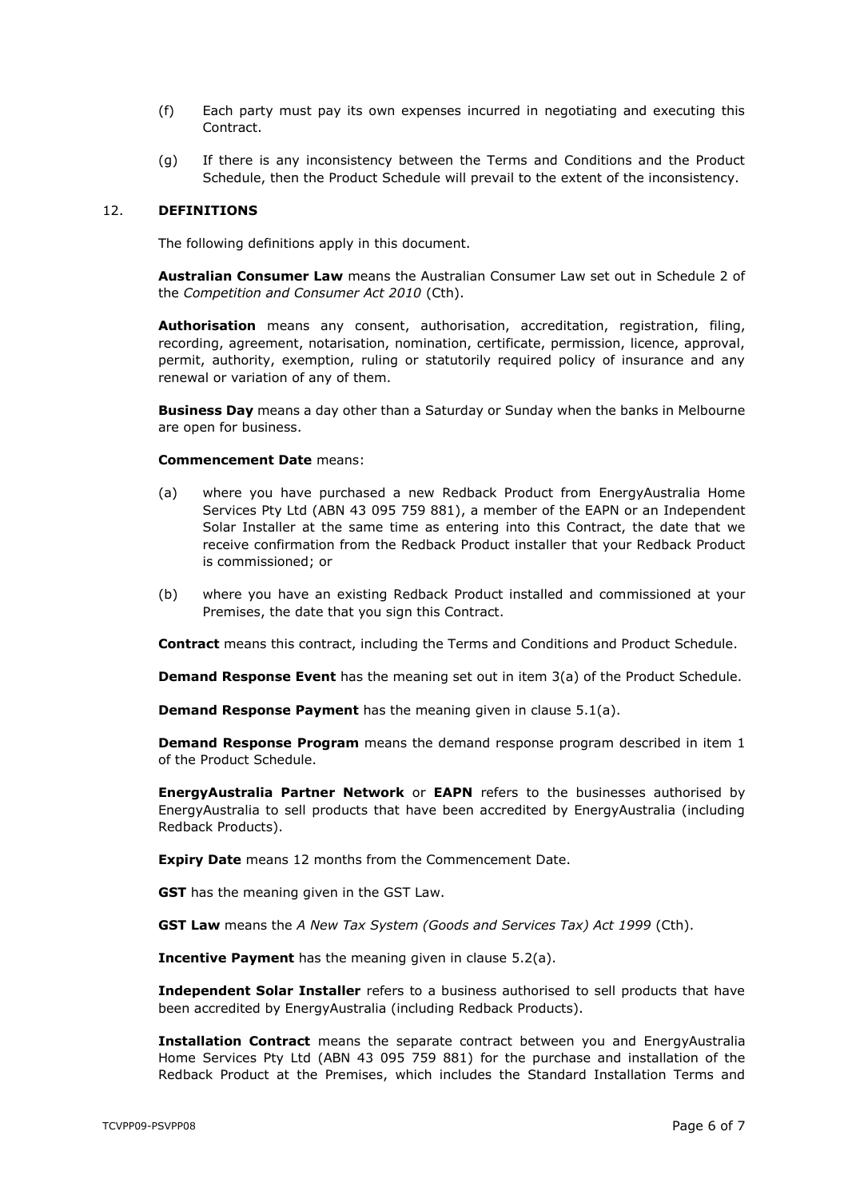(f) Each party must pay its own expenses incurred in negotiating and executing this Contract.

(g) If there is any inconsistency between the Terms and Conditions and the Product Schedule, then the Product Schedule will prevail to the extent of the inconsistency.

## 12. DEFINITIONS

The following definitions apply in this document.

**Australian Consumer Law** means the Australian Consumer Law set out in Schedule 2 of the *Competition and Consumer Act 2010* (Cth).

**Authorisation** means any consent, authorisation, accreditation, registration, filing, recording, agreement, notarisation, nomination, certificate, permission, licence, approval, permit, authority, exemption, ruling or statutorily required policy of insurance and any renewal or variation of any of them.

**Business Day** means a day other than a Saturday or Sunday when the banks in Melbourne are open for business.

**Commencement Date** means:

(a) where you have purchased a new Redback Product from EnergyAustralia Home Services Pty Ltd (ABN 43 095 759 881), a member of the EAPN or an Independent Solar Installer at the same time as entering into this Contract, the date that we receive confirmation from the Redback Product installer that your Redback Product is commissioned; or

(b) where you have an existing Redback Product installed and commissioned at your Premises, the date that you sign this Contract.

**Contract** means this contract, including the Terms and Conditions and Product Schedule.

**Demand Response Event** has the meaning set out in item 3(a) of the Product Schedule.

**Demand Response Payment** has the meaning given in clause 5.1(a).

**Demand Response Program** means the demand response program described in item 1 of the Product Schedule.

**EnergyAustralia Partner Network** or **EAPN** refers to the businesses authorised by EnergyAustralia to sell products that have been accredited by EnergyAustralia (including Redback Products).

**Expiry Date** means 12 months from the Commencement Date.

**GST** has the meaning given in the GST Law.

**GST Law** means the *A New Tax System (Goods and Services Tax) Act 1999* (Cth).

**Incentive Payment** has the meaning given in clause 5.2(a).

**Independent Solar Installer** refers to a business authorised to sell products that have been accredited by EnergyAustralia (including Redback Products).

**Installation Contract** means the separate contract between you and EnergyAustralia Home Services Pty Ltd (ABN 43 095 759 881) for the purchase and installation of the Redback Product at the Premises, which includes the Standard Installation Terms and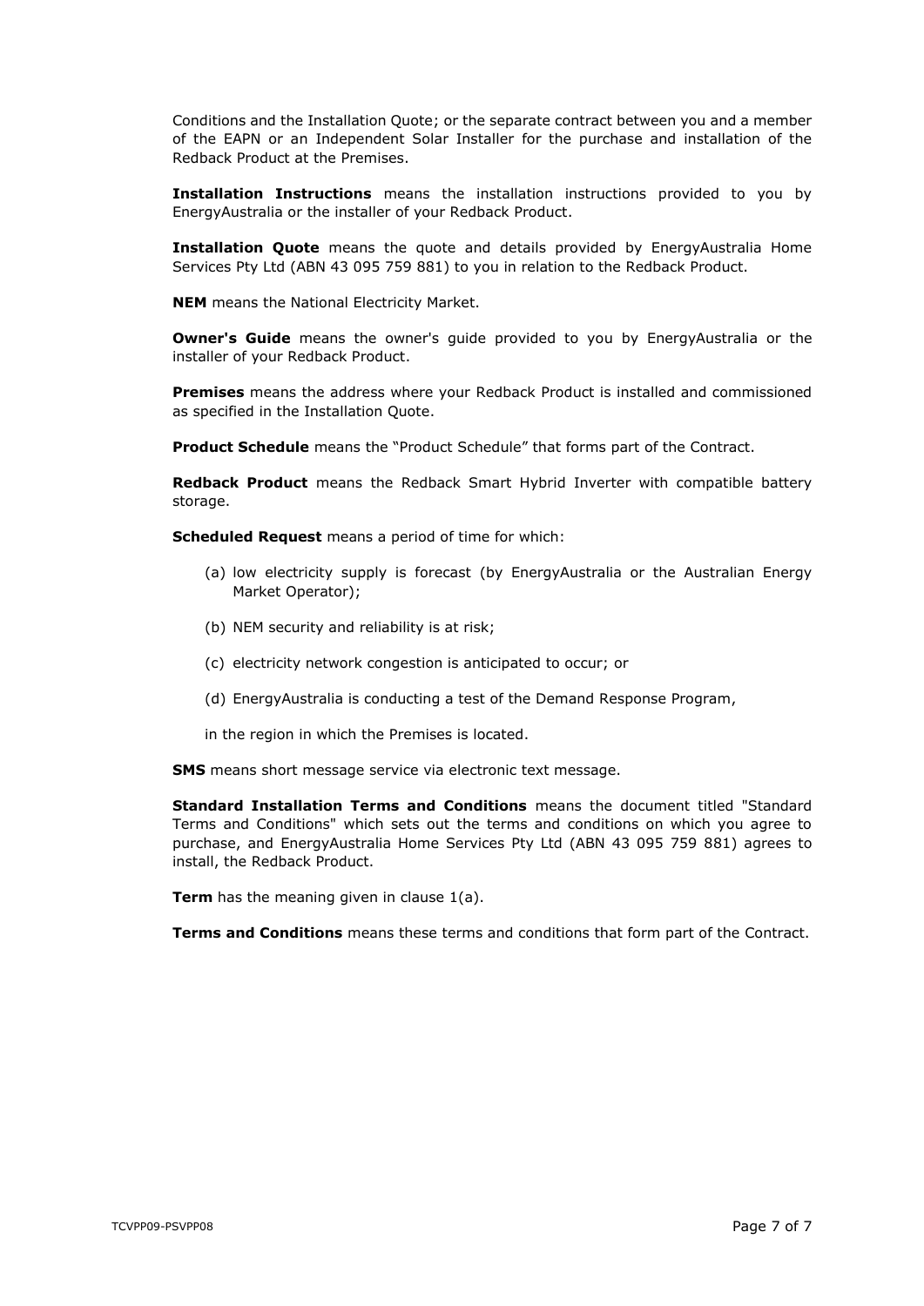Conditions and the Installation Quote; or the separate contract between you and a member of the EAPN or an Independent Solar Installer for the purchase and installation of the Redback Product at the Premises.

**Installation Instructions** means the installation instructions provided to you by EnergyAustralia or the installer of your Redback Product.

**Installation Quote** means the quote and details provided by EnergyAustralia Home Services Pty Ltd (ABN 43 095 759 881) to you in relation to the Redback Product.

**NEM** means the National Electricity Market.

**Owner's Guide** means the owner's guide provided to you by EnergyAustralia or the installer of your Redback Product.

**Premises** means the address where your Redback Product is installed and commissioned as specified in the Installation Quote.

**Product Schedule** means the "Product Schedule" that forms part of the Contract.

**Redback Product** means the Redback Smart Hybrid Inverter with compatible battery storage.

**Scheduled Request** means a period of time for which:

(a) low electricity supply is forecast (by EnergyAustralia or the Australian Energy Market Operator);

(b) NEM security and reliability is at risk;

(c) electricity network congestion is anticipated to occur; or

(d) EnergyAustralia is conducting a test of the Demand Response Program,

in the region in which the Premises is located.

**SMS** means short message service via electronic text message.

**Standard Installation Terms and Conditions** means the document titled "Standard Terms and Conditions" which sets out the terms and conditions on which you agree to purchase, and EnergyAustralia Home Services Pty Ltd (ABN 43 095 759 881) agrees to install, the Redback Product.

**Term** has the meaning given in clause 1(a).

**Terms and Conditions** means these terms and conditions that form part of the Contract.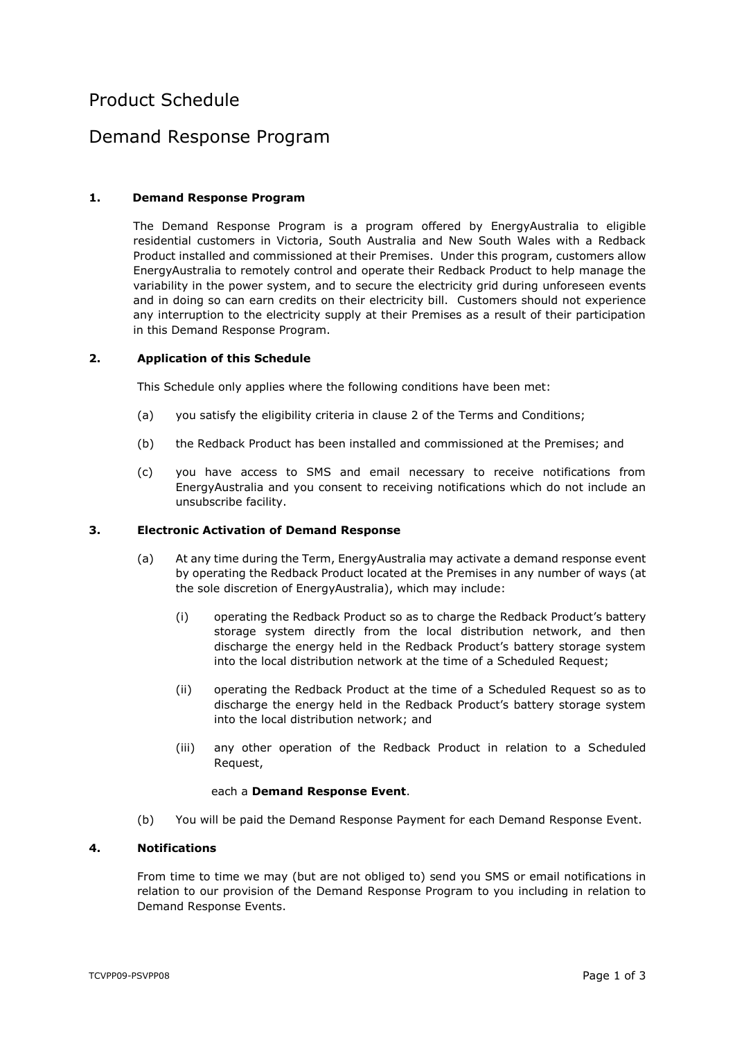# Product Schedule

# Demand Response Program

**1. Demand Response Program**

The Demand Response Program is a program offered by EnergyAustralia to eligible residential customers in Victoria, South Australia and New South Wales with a Redback Product installed and commissioned at their Premises. Under this program, customers allow EnergyAustralia to remotely control and operate their Redback Product to help manage the variability in the power system, and to secure the electricity grid during unforeseen events and in doing so can earn credits on their electricity bill. Customers should not experience any interruption to the electricity supply at their Premises as a result of their participation in this Demand Response Program.

**2. Application of this Schedule**

This Schedule only applies where the following conditions have been met:

(a) you satisfy the eligibility criteria in clause 2 of the Terms and Conditions;

(b) the Redback Product has been installed and commissioned at the Premises; and

(c) you have access to SMS and email necessary to receive notifications from EnergyAustralia and you consent to receiving notifications which do not include an unsubscribe facility.

**3. Electronic Activation of Demand Response**

(a) At any time during the Term, EnergyAustralia may activate a demand response event by operating the Redback Product located at the Premises in any number of ways (at the sole discretion of EnergyAustralia), which may include:

(i) operating the Redback Product so as to charge the Redback Product's battery storage system directly from the local distribution network, and then discharge the energy held in the Redback Product's battery storage system into the local distribution network at the time of a Scheduled Request;

(ii) operating the Redback Product at the time of a Scheduled Request so as to discharge the energy held in the Redback Product's battery storage system into the local distribution network; and

(iii) any other operation of the Redback Product in relation to a Scheduled Request,

each a **Demand Response Event**.

(b) You will be paid the Demand Response Payment for each Demand Response Event.

**4. Notifications**

From time to time we may (but are not obliged to) send you SMS or email notifications in relation to our provision of the Demand Response Program to you including in relation to Demand Response Events.

TCVPP09-PSVPP08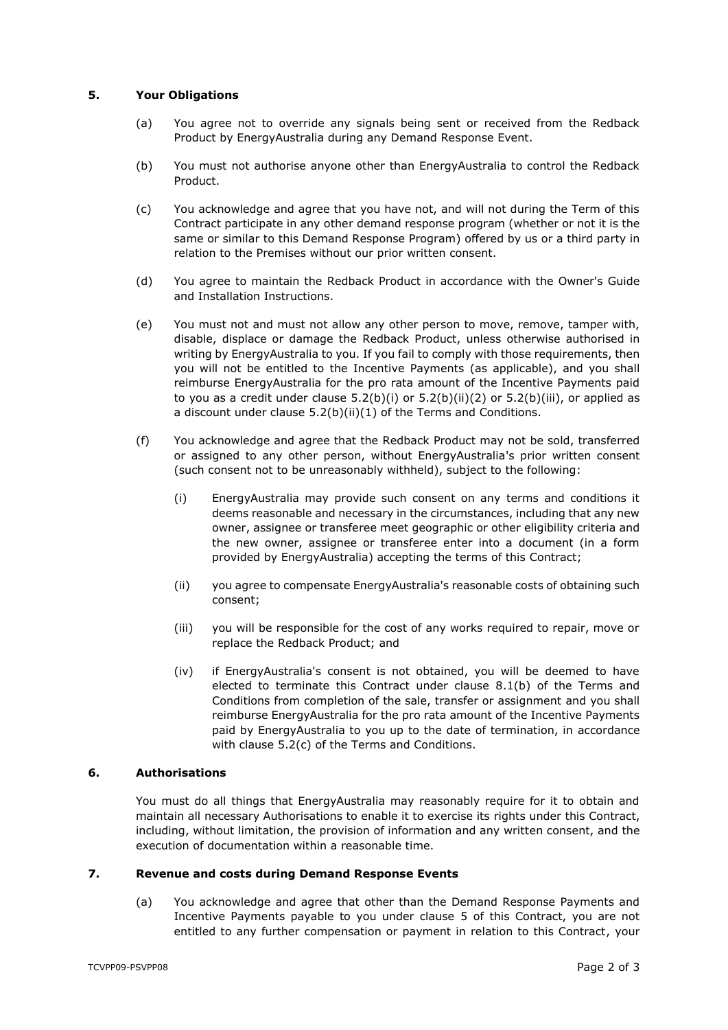## 5. Your Obligations

(a) You agree not to override any signals being sent or received from the Redback Product by EnergyAustralia during any Demand Response Event.

(b) You must not authorise anyone other than EnergyAustralia to control the Redback Product.

(c) You acknowledge and agree that you have not, and will not during the Term of this Contract participate in any other demand response program (whether or not it is the same or similar to this Demand Response Program) offered by us or a third party in relation to the Premises without our prior written consent.

(d) You agree to maintain the Redback Product in accordance with the Owner's Guide and Installation Instructions.

(e) You must not and must not allow any other person to move, remove, tamper with, disable, displace or damage the Redback Product, unless otherwise authorised in writing by EnergyAustralia to you. If you fail to comply with those requirements, then you will not be entitled to the Incentive Payments (as applicable), and you shall reimburse EnergyAustralia for the pro rata amount of the Incentive Payments paid to you as a credit under clause 5.2(b)(i) or 5.2(b)(ii)(2) or 5.2(b)(iii), or applied as a discount under clause 5.2(b)(ii)(1) of the Terms and Conditions.

(f) You acknowledge and agree that the Redback Product may not be sold, transferred or assigned to any other person, without EnergyAustralia's prior written consent (such consent not to be unreasonably withheld), subject to the following:

   (i) EnergyAustralia may provide such consent on any terms and conditions it deems reasonable and necessary in the circumstances, including that any new owner, assignee or transferee meet geographic or other eligibility criteria and the new owner, assignee or transferee enter into a document (in a form provided by EnergyAustralia) accepting the terms of this Contract;

   (ii) you agree to compensate EnergyAustralia's reasonable costs of obtaining such consent;

   (iii) you will be responsible for the cost of any works required to repair, move or replace the Redback Product; and

   (iv) if EnergyAustralia's consent is not obtained, you will be deemed to have elected to terminate this Contract under clause 8.1(b) of the Terms and Conditions from completion of the sale, transfer or assignment and you shall reimburse EnergyAustralia for the pro rata amount of the Incentive Payments paid by EnergyAustralia to you up to the date of termination, in accordance with clause 5.2(c) of the Terms and Conditions.

## 6. Authorisations

You must do all things that EnergyAustralia may reasonably require for it to obtain and maintain all necessary Authorisations to enable it to exercise its rights under this Contract, including, without limitation, the provision of information and any written consent, and the execution of documentation within a reasonable time.

## 7. Revenue and costs during Demand Response Events

(a) You acknowledge and agree that other than the Demand Response Payments and Incentive Payments payable to you under clause 5 of this Contract, you are not entitled to any further compensation or payment in relation to this Contract, your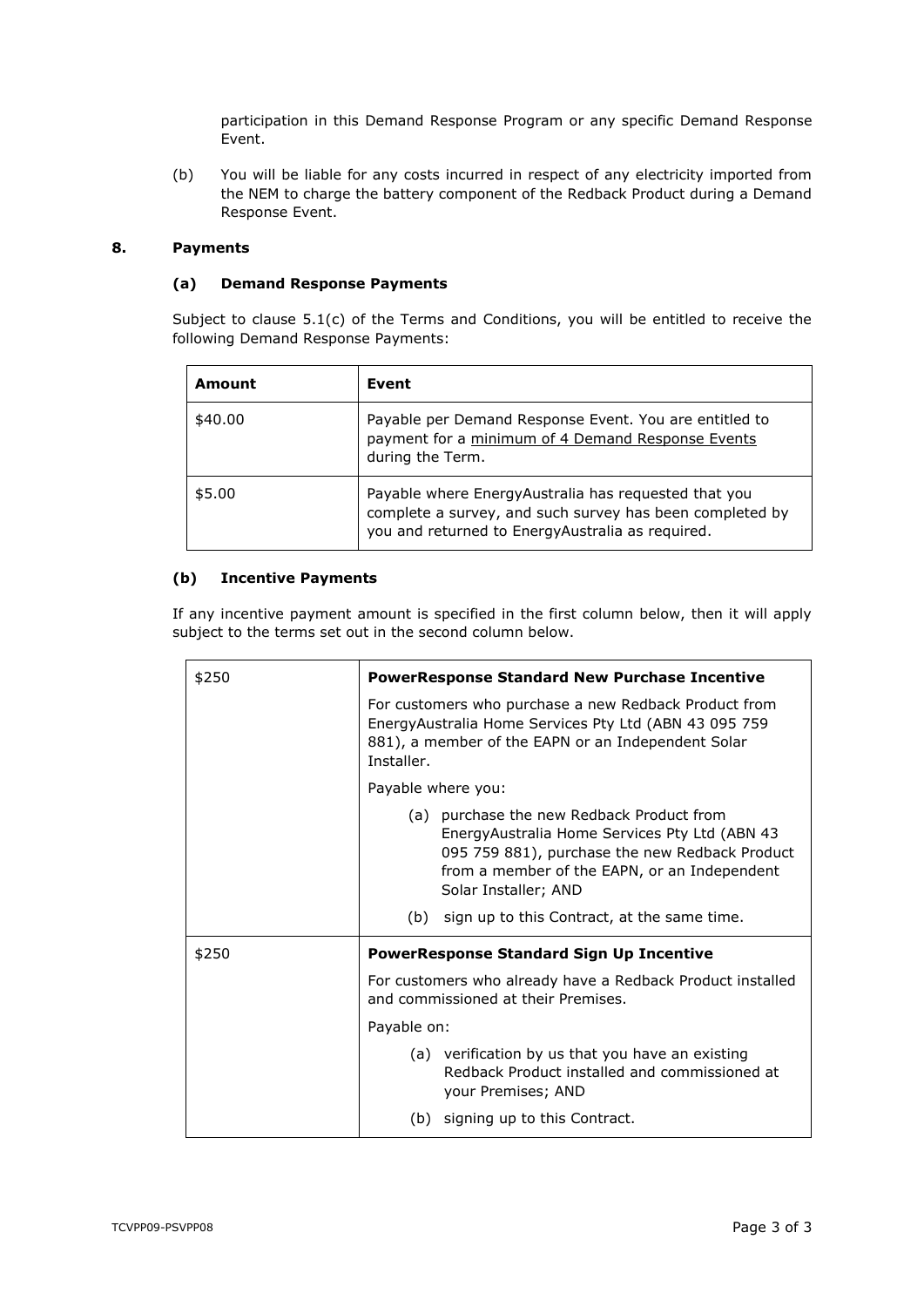participation in this Demand Response Program or any specific Demand Response Event.

(b) You will be liable for any costs incurred in respect of any electricity imported from the NEM to charge the battery component of the Redback Product during a Demand Response Event.

## 8. Payments

### (a) Demand Response Payments

Subject to clause 5.1(c) of the Terms and Conditions, you will be entitled to receive the following Demand Response Payments:

| **Amount** | **Event** |
|---|---|
| $40.00 | Payable per Demand Response Event. You are entitled to payment for a minimum of 4 Demand Response Events during the Term. |
| $5.00 | Payable where EnergyAustralia has requested that you complete a survey, and such survey has been completed by you and returned to EnergyAustralia as required. |

### (b) Incentive Payments

If any incentive payment amount is specified in the first column below, then it will apply subject to the terms set out in the second column below.

| | |
|---|---|
| $250 | **PowerResponse Standard New Purchase Incentive**<br><br>For customers who purchase a new Redback Product from EnergyAustralia Home Services Pty Ltd (ABN 43 095 759 881), a member of the EAPN or an Independent Solar Installer.<br><br>Payable where you:<br><br>(a) purchase the new Redback Product from EnergyAustralia Home Services Pty Ltd (ABN 43 095 759 881), purchase the new Redback Product from a member of the EAPN, or an Independent Solar Installer; AND<br><br>(b) sign up to this Contract, at the same time. |
| $250 | **PowerResponse Standard Sign Up Incentive**<br><br>For customers who already have a Redback Product installed and commissioned at their Premises.<br><br>Payable on:<br><br>(a) verification by us that you have an existing Redback Product installed and commissioned at your Premises; AND<br><br>(b) signing up to this Contract. |

TCVPP09-PSVPP08